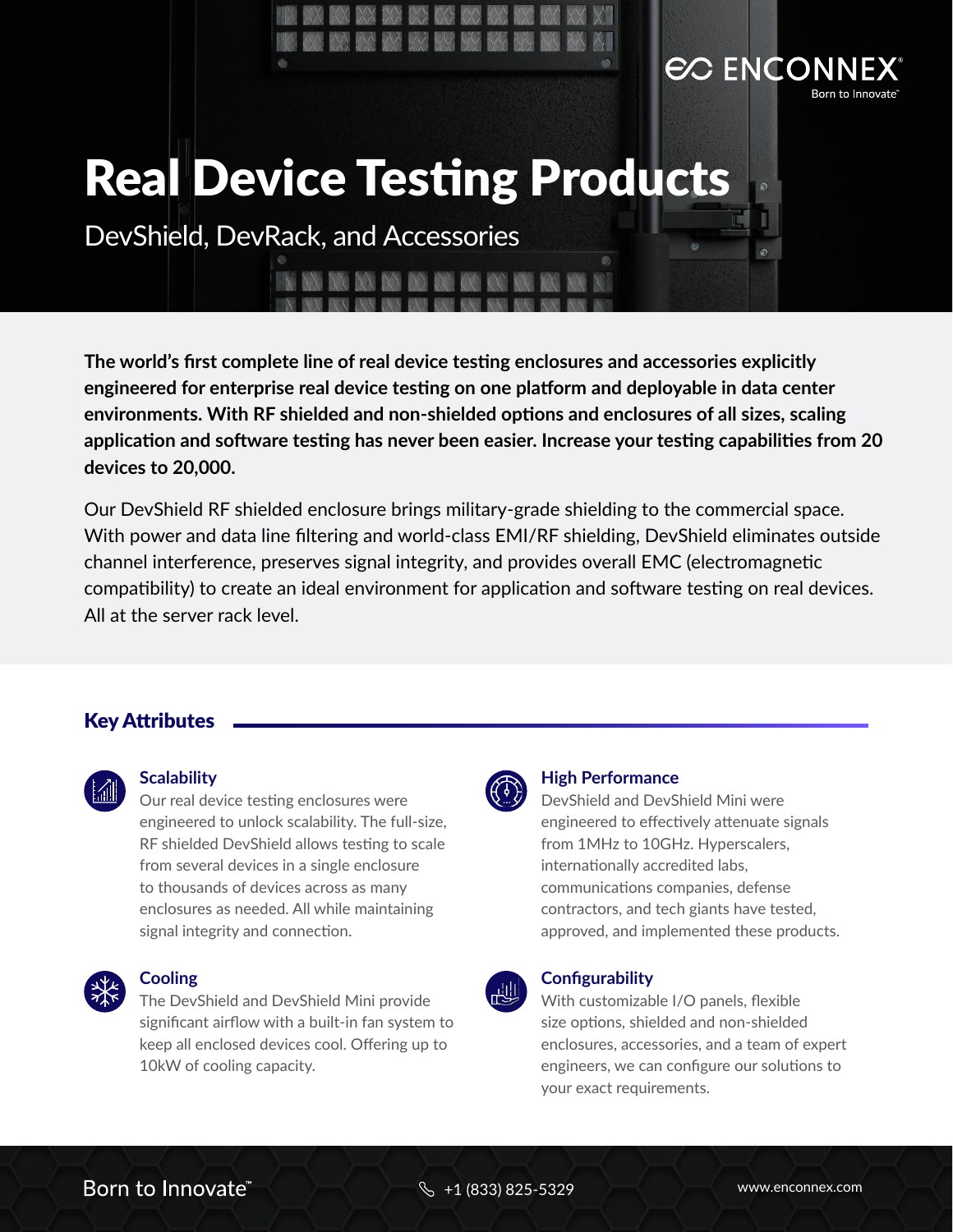# Real Device Testing Products

DevShield, DevRack, and Accessories

**The world's first complete line of real device testing enclosures and accessories explicitly engineered for enterprise real device testing on one platform and deployable in data center environments. With RF shielded and non-shielded options and enclosures of all sizes, scaling application and software testing has never been easier. Increase your testing capabilities from 20 devices to 20,000.**

Our DevShield RF shielded enclosure brings military-grade shielding to the commercial space. With power and data line filtering and world-class EMI/RF shielding, DevShield eliminates outside channel interference, preserves signal integrity, and provides overall EMC (electromagnetic compatibility) to create an ideal environment for application and software testing on real devices. All at the server rack level.

## Key Attributes

### Scalability

Our real device testing enclosures were engineered to unlock scalability. The full-size, RF shielded DevShield allows testing to scale from several devices in a single enclosure to thousands of devices across as many enclosures as needed. All while maintaining signal integrity and connection.

### Cooling

The DevShield and DevShield Mini provide significant airflow with a built-in fan system to keep all enclosed devices cool. Offering up to 10kW of cooling capacity.

### High Performance

DevShield and DevShield Mini were engineered to effectively attenuate signals from 1MHz to 10GHz. Hyperscalers, internationally accredited labs, communications companies, defense contractors, and tech giants have tested, approved, and implemented these products.

### Configurability

With customizable I/O panels, flexible size options, shielded and non-shielded enclosures, accessories, and a team of expert engineers, we can configure our solutions to your exact requirements.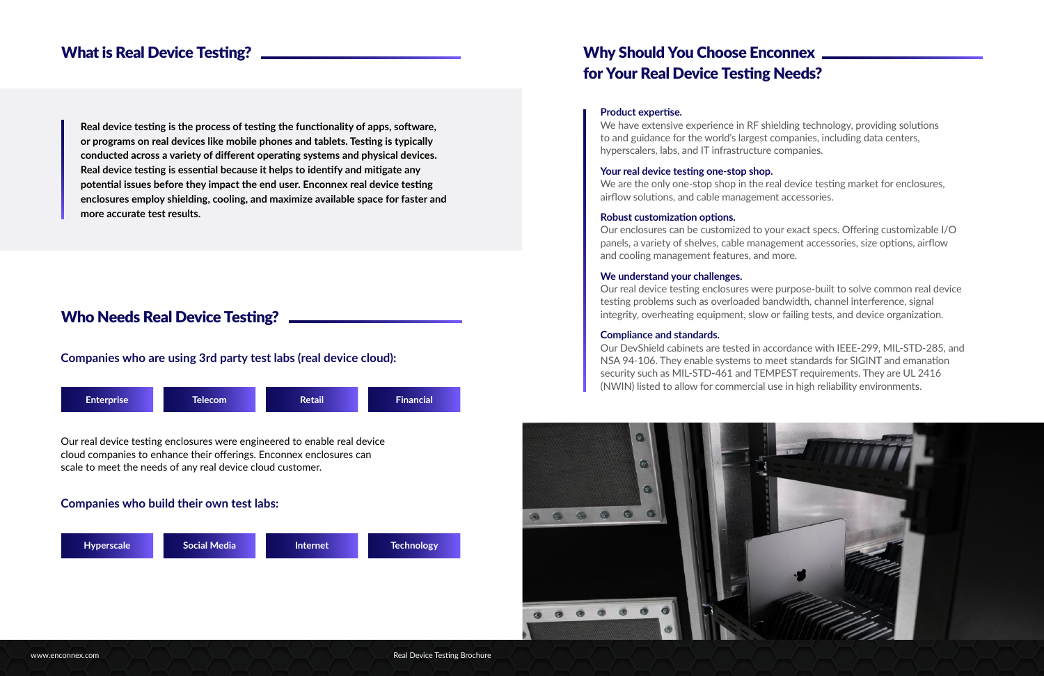## What is Real Device Testing?

**Real device testing is the process of testing the functionality of apps, software, or programs on real devices like mobile phones and tablets. Testing is typically conducted across a variety of different operating systems and physical devices. Real device testing is essential because it helps to identify and mitigate any potential issues before they impact the end user. Enconnex real device testing enclosures employ shielding, cooling, and maximize available space for faster and more accurate test results.**

## Who Needs Real Device Testing?

### Companies who are using 3rd party test labs (real device cloud):

- Enterprise
- Telecom
- Retail
- Financial

Our real device testing enclosures were engineered to enable real device cloud companies to enhance their offerings. Enconnex enclosures can scale to meet the needs of any real device cloud customer.

### Companies who build their own test labs:

- Hyperscale
- Social Media
- Internet
- Technology

## Why Should You Choose Enconnex for Your Real Device Testing Needs?

**Product expertise.**
We have extensive experience in RF shielding technology, providing solutions to and guidance for the world's largest companies, including data centers, hyperscalers, labs, and IT infrastructure companies.

**Your real device testing one-stop shop.**
We are the only one-stop shop in the real device testing market for enclosures, airflow solutions, and cable management accessories.

**Robust customization options.**
Our enclosures can be customized to your exact specs. Offering customizable I/O panels, a variety of shelves, cable management accessories, size options, airflow and cooling management features, and more.

**We understand your challenges.**
Our real device testing enclosures were purpose-built to solve common real device testing problems such as overloaded bandwidth, channel interference, signal integrity, overheating equipment, slow or failing tests, and device organization.

**Compliance and standards.**
Our DevShield cabinets are tested in accordance with IEEE-299, MIL-STD-285, and NSA 94-106. They enable systems to meet standards for SIGINT and emanation security such as MIL-STD-461 and TEMPEST requirements. They are UL 2416 (NWIN) listed to allow for commercial use in high reliability environments.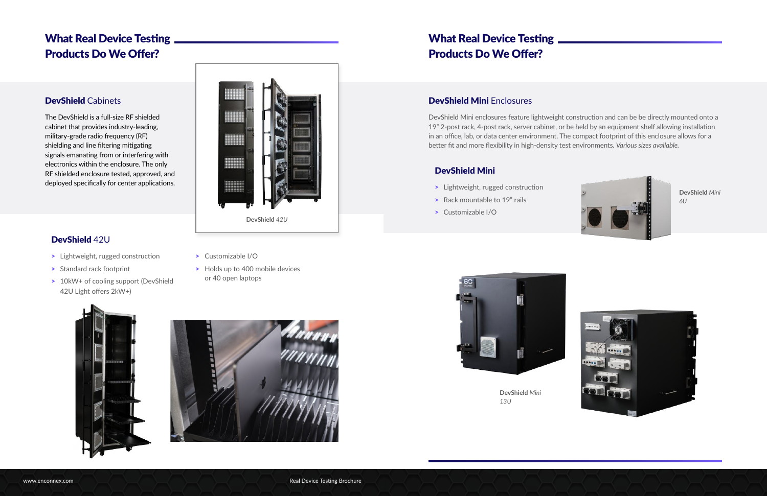## What Real Device Testing Products Do We Offer?

### **DevShield** Cabinets

The DevShield is a full-size RF shielded cabinet that provides industry-leading, military-grade radio frequency (RF) shielding and line filtering mitigating signals emanating from or interfering with electronics within the enclosure. The only RF shielded enclosure tested, approved, and deployed specifically for center applications.

**DevShield** *42U*

### **DevShield** 42U

- Lightweight, rugged construction
- Standard rack footprint
- 10kW+ of cooling support (DevShield 42U Light offers 2kW+)
- Customizable I/O
- Holds up to 400 mobile devices or 40 open laptops

## What Real Device Testing Products Do We Offer?

### **DevShield Mini** Enclosures

DevShield Mini enclosures feature lightweight construction and can be be directly mounted onto a 19" 2-post rack, 4-post rack, server cabinet, or be held by an equipment shelf allowing installation in an office, lab, or data center environment. The compact footprint of this enclosure allows for a better fit and more flexibility in high-density test environments. *Various sizes available.*

### DevShield Mini

- Lightweight, rugged construction
- Rack mountable to 19" rails
- Customizable I/O

**DevShield** *Mini 6U*

**DevShield** *Mini 13U*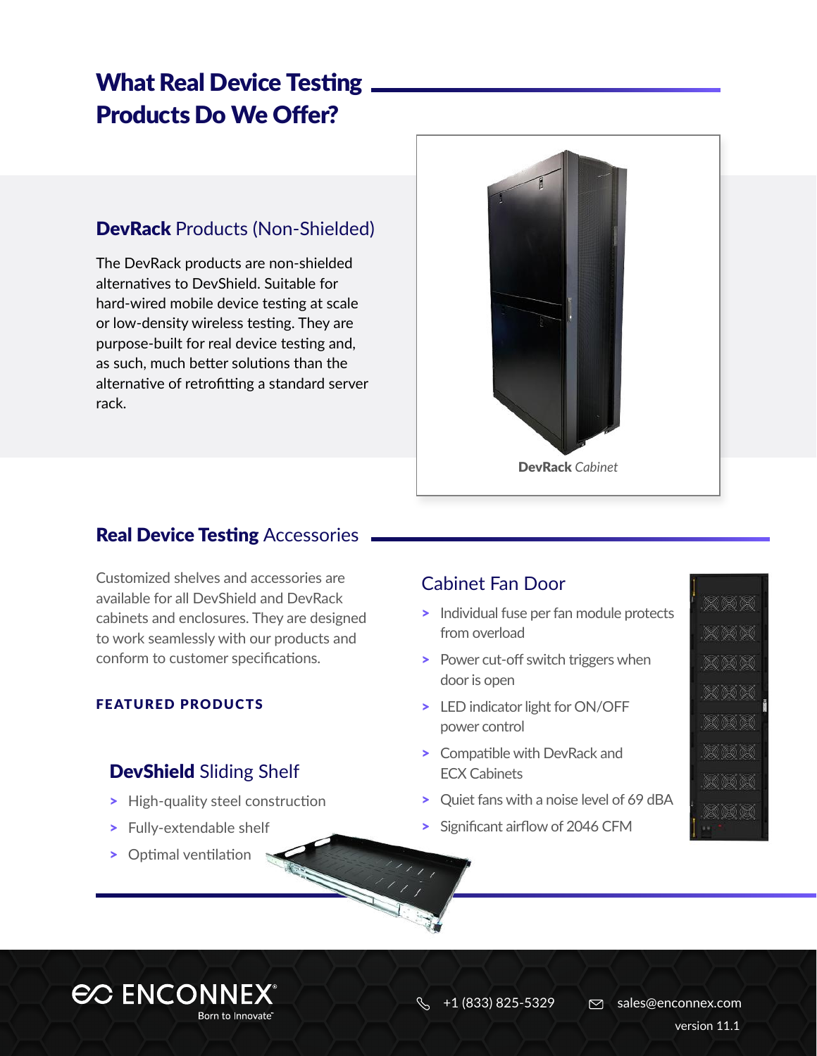## What Real Device Testing Products Do We Offer?

### **DevRack** Products (Non-Shielded)

The DevRack products are non-shielded alternatives to DevShield. Suitable for hard-wired mobile device testing at scale or low-density wireless testing. They are purpose-built for real device testing and, as such, much better solutions than the alternative of retrofitting a standard server rack.

**DevRack** *Cabinet*

## **Real Device Testing** Accessories

Customized shelves and accessories are available for all DevShield and DevRack cabinets and enclosures. They are designed to work seamlessly with our products and conform to customer specifications.

**FEATURED PRODUCTS**

### **DevShield** Sliding Shelf

- High-quality steel construction
- Fully-extendable shelf
- Optimal ventilation

### Cabinet Fan Door

- Individual fuse per fan module protects from overload
- Power cut-off switch triggers when door is open
- LED indicator light for ON/OFF power control
- Compatible with DevRack and ECX Cabinets
- Quiet fans with a noise level of 69 dBA
- Significant airflow of 2046 CFM

ENCONNEX® Born to Innovate™

+1 (833) 825-5329

sales@enconnex.com

version 11.1